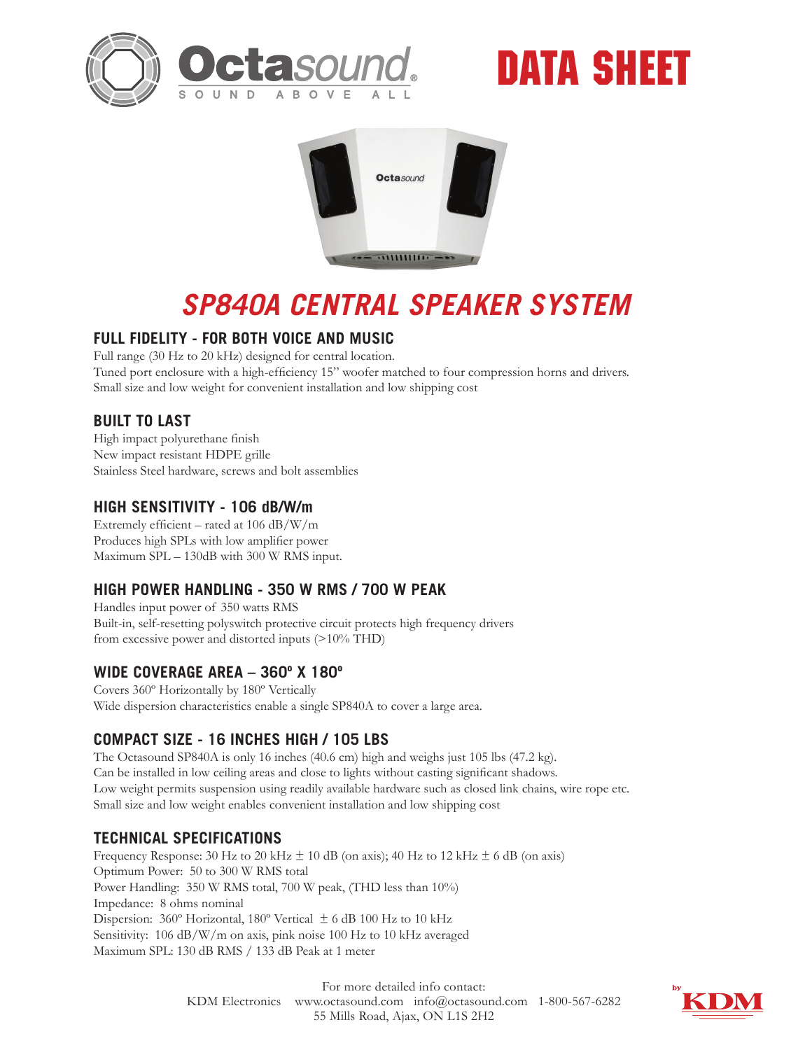# Octasound

SOUND ABOVE ALL

# DATA SHEET

# SP840A CENTRAL SPEAKER SYSTEM

## FULL FIDELITY - FOR BOTH VOICE AND MUSIC

Full range (30 Hz to 20 kHz) designed for central location.
Tuned port enclosure with a high-efficiency 15" woofer matched to four compression horns and drivers.
Small size and low weight for convenient installation and low shipping cost

## BUILT TO LAST

High impact polyurethane finish
New impact resistant HDPE grille
Stainless Steel hardware, screws and bolt assemblies

## HIGH SENSITIVITY - 106 dB/W/m

Extremely efficient – rated at 106 dB/W/m
Produces high SPLs with low amplifier power
Maximum SPL – 130dB with 300 W RMS input.

## HIGH POWER HANDLING - 350 W RMS / 700 W PEAK

Handles input power of 350 watts RMS
Built-in, self-resetting polyswitch protective circuit protects high frequency drivers from excessive power and distorted inputs (>10% THD)

## WIDE COVERAGE AREA – 360º X 180º

Covers 360º Horizontally by 180º Vertically
Wide dispersion characteristics enable a single SP840A to cover a large area.

## COMPACT SIZE - 16 INCHES HIGH / 105 LBS

The Octasound SP840A is only 16 inches (40.6 cm) high and weighs just 105 lbs (47.2 kg).
Can be installed in low ceiling areas and close to lights without casting significant shadows.
Low weight permits suspension using readily available hardware such as closed link chains, wire rope etc.
Small size and low weight enables convenient installation and low shipping cost

## TECHNICAL SPECIFICATIONS

Frequency Response: 30 Hz to 20 kHz ± 10 dB (on axis); 40 Hz to 12 kHz ± 6 dB (on axis)
Optimum Power: 50 to 300 W RMS total
Power Handling: 350 W RMS total, 700 W peak, (THD less than 10%)
Impedance: 8 ohms nominal
Dispersion: 360º Horizontal, 180º Vertical ± 6 dB 100 Hz to 10 kHz
Sensitivity: 106 dB/W/m on axis, pink noise 100 Hz to 10 kHz averaged
Maximum SPL: 130 dB RMS / 133 dB Peak at 1 meter

For more detailed info contact:
KDM Electronics www.octasound.com info@octasound.com 1-800-567-6282
55 Mills Road, Ajax, ON L1S 2H2

by KDM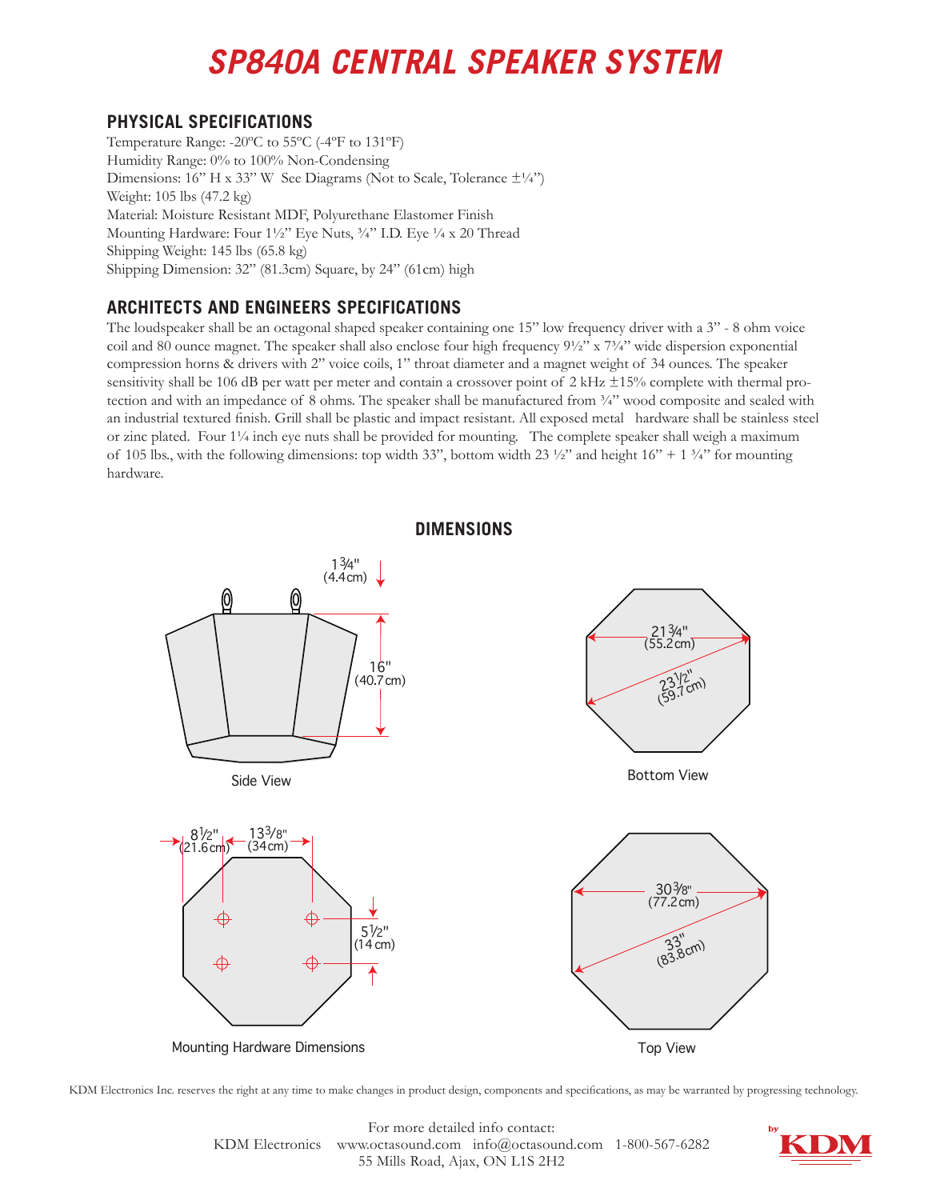# SP840A CENTRAL SPEAKER SYSTEM

## PHYSICAL SPECIFICATIONS

Temperature Range: -20ºC to 55ºC (-4ºF to 131ºF)
Humidity Range: 0% to 100% Non-Condensing
Dimensions: 16" H x 33" W See Diagrams (Not to Scale, Tolerance ±¼")
Weight: 105 lbs (47.2 kg)
Material: Moisture Resistant MDF, Polyurethane Elastomer Finish
Mounting Hardware: Four 1½" Eye Nuts, ¾" I.D. Eye ¼ x 20 Thread
Shipping Weight: 145 lbs (65.8 kg)
Shipping Dimension: 32" (81.3cm) Square, by 24" (61cm) high

## ARCHITECTS AND ENGINEERS SPECIFICATIONS

The loudspeaker shall be an octagonal shaped speaker containing one 15" low frequency driver with a 3" - 8 ohm voice coil and 80 ounce magnet. The speaker shall also enclose four high frequency 9½" x 7¾" wide dispersion exponential compression horns & drivers with 2" voice coils, 1" throat diameter and a magnet weight of 34 ounces. The speaker sensitivity shall be 106 dB per watt per meter and contain a crossover point of 2 kHz ±15% complete with thermal protection and with an impedance of 8 ohms. The speaker shall be manufactured from ¾" wood composite and sealed with an industrial textured finish. Grill shall be plastic and impact resistant. All exposed metal hardware shall be stainless steel or zinc plated. Four 1¼ inch eye nuts shall be provided for mounting. The complete speaker shall weigh a maximum of 105 lbs., with the following dimensions: top width 33", bottom width 23 ½" and height 16" + 1 ¾" for mounting hardware.

## DIMENSIONS

1¾" (4.4cm)
16" (40.7cm)

Side View

21¾" (55.2cm)
23½" (59.7cm)

Bottom View

8½" (21.6cm)
13⅜" (34cm)
5½" (14cm)

Mounting Hardware Dimensions

30⅜" (77.2cm)
33" (83.8cm)

Top View

KDM Electronics Inc. reserves the right at any time to make changes in product design, components and specifications, as may be warranted by progressing technology.

For more detailed info contact:
KDM Electronics www.octasound.com info@octasound.com 1-800-567-6282
55 Mills Road, Ajax, ON L1S 2H2

by KDM